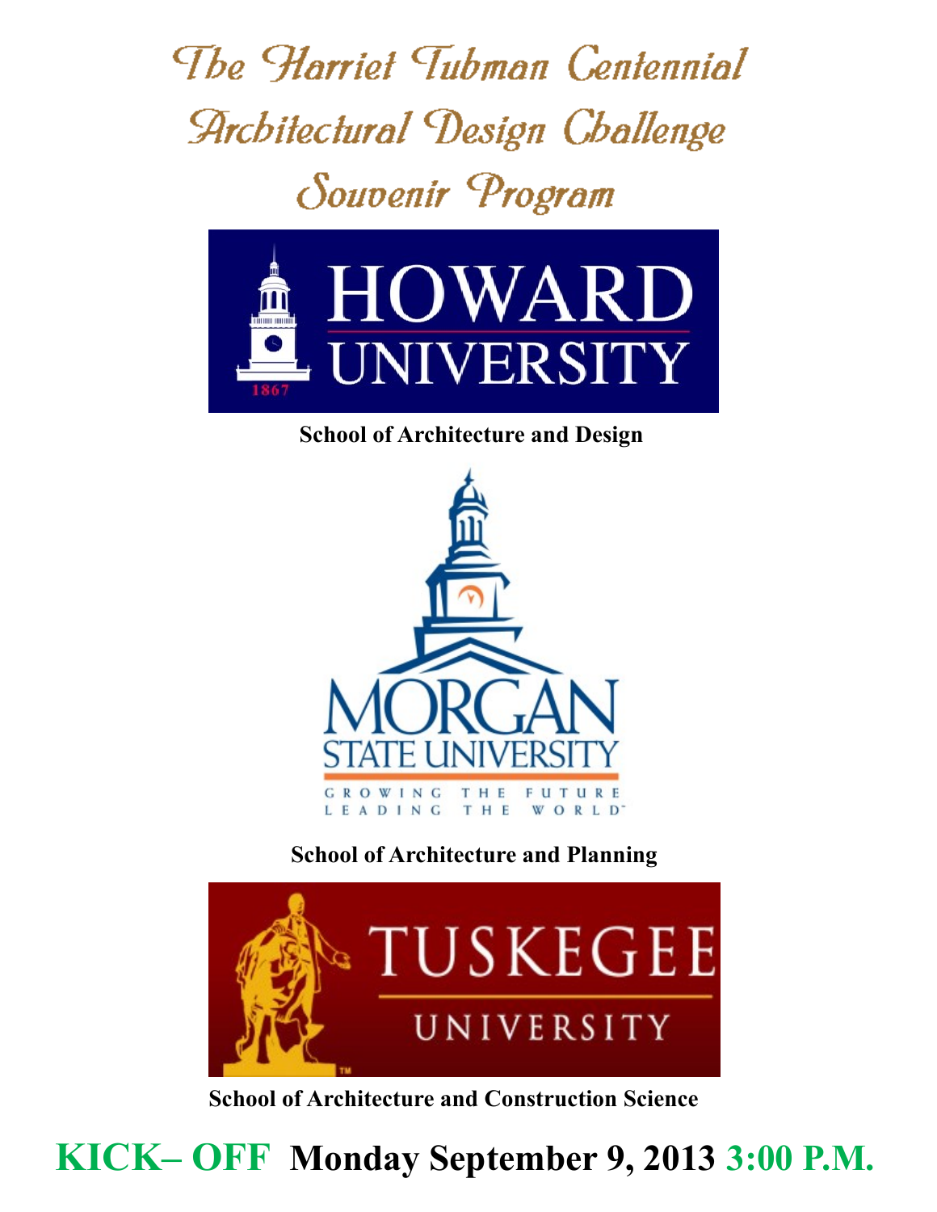# The Harriet Tubman Centennial Architectural Design Challenge Souvenir Program

HOWARD UNIVERSITY

1867

**School of Architecture and Design**

MORGAN STATE UNIVERSITY

GROWING THE FUTURE LEADING THE WORLD™

**School of Architecture and Planning**

TUSKEGEE UNIVERSITY

**School of Architecture and Construction Science**

## KICK– OFF Monday September 9, 2013 3:00 P.M.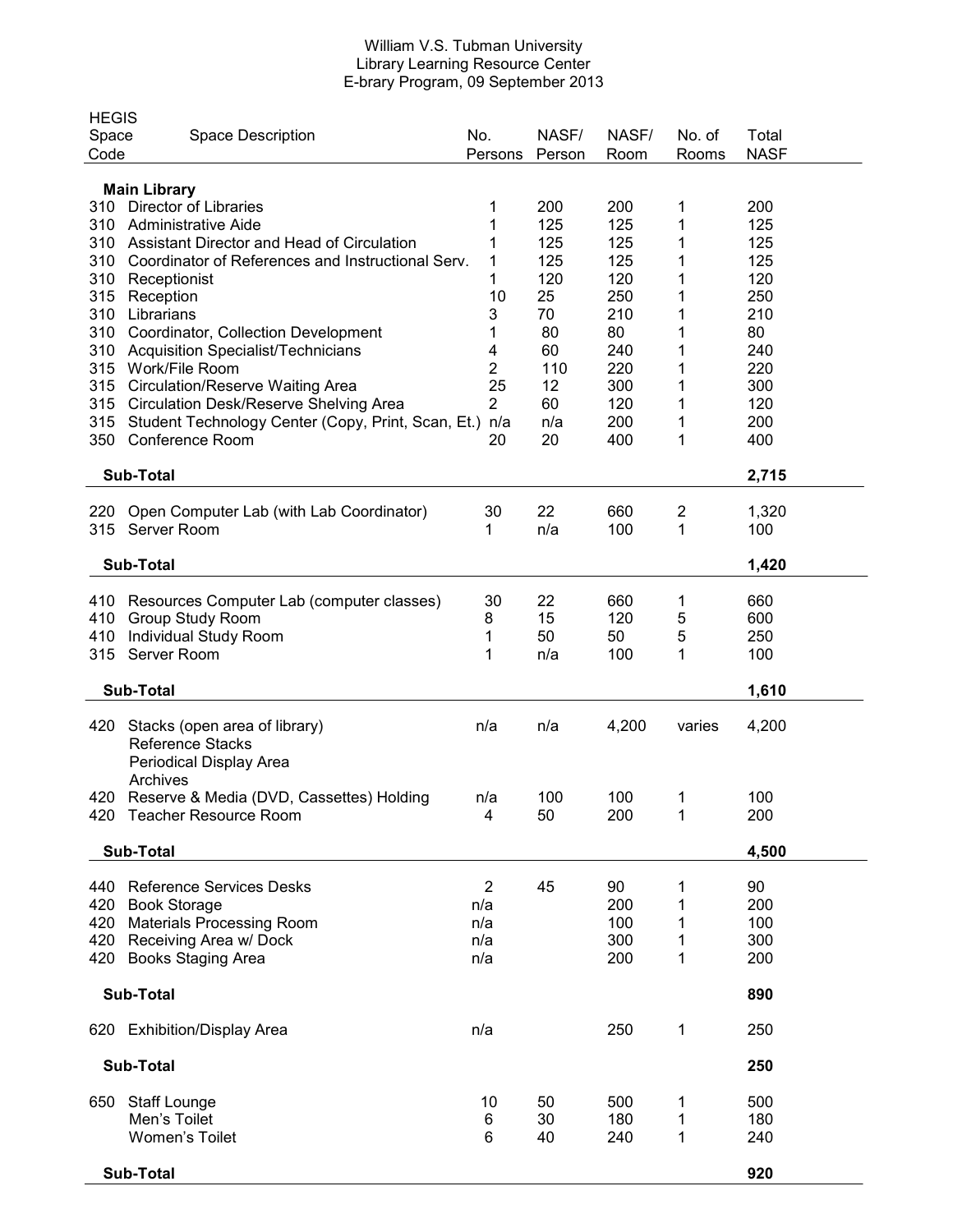William V.S. Tubman University
Library Learning Resource Center
E-brary Program, 09 September 2013

| HEGIS Space Code | Space Description | No. Persons | NASF/ Person | NASF/ Room | No. of Rooms | Total NASF |
|---|---|---|---|---|---|---|
| | **Main Library** | | | | | |
| 310 | Director of Libraries | 1 | 200 | 200 | 1 | 200 |
| 310 | Administrative Aide | 1 | 125 | 125 | 1 | 125 |
| 310 | Assistant Director and Head of Circulation | 1 | 125 | 125 | 1 | 125 |
| 310 | Coordinator of References and Instructional Serv. | 1 | 125 | 125 | 1 | 125 |
| 310 | Receptionist | 1 | 120 | 120 | 1 | 120 |
| 315 | Reception | 10 | 25 | 250 | 1 | 250 |
| 310 | Librarians | 3 | 70 | 210 | 1 | 210 |
| 310 | Coordinator, Collection Development | 1 | 80 | 80 | 1 | 80 |
| 310 | Acquisition Specialist/Technicians | 4 | 60 | 240 | 1 | 240 |
| 315 | Work/File Room | 2 | 110 | 220 | 1 | 220 |
| 315 | Circulation/Reserve Waiting Area | 25 | 12 | 300 | 1 | 300 |
| 315 | Circulation Desk/Reserve Shelving Area | 2 | 60 | 120 | 1 | 120 |
| 315 | Student Technology Center (Copy, Print, Scan, Et.) | n/a | n/a | 200 | 1 | 200 |
| 350 | Conference Room | 20 | 20 | 400 | 1 | 400 |
| | **Sub-Total** | | | | | **2,715** |
| 220 | Open Computer Lab (with Lab Coordinator) | 30 | 22 | 660 | 2 | 1,320 |
| 315 | Server Room | 1 | n/a | 100 | 1 | 100 |
| | **Sub-Total** | | | | | **1,420** |
| 410 | Resources Computer Lab (computer classes) | 30 | 22 | 660 | 1 | 660 |
| 410 | Group Study Room | 8 | 15 | 120 | 5 | 600 |
| 410 | Individual Study Room | 1 | 50 | 50 | 5 | 250 |
| 315 | Server Room | 1 | n/a | 100 | 1 | 100 |
| | **Sub-Total** | | | | | **1,610** |
| 420 | Stacks (open area of library)<br>Reference Stacks<br>Periodical Display Area<br>Archives | n/a | n/a | 4,200 | varies | 4,200 |
| 420 | Reserve & Media (DVD, Cassettes) Holding | n/a | 100 | 100 | 1 | 100 |
| 420 | Teacher Resource Room | 4 | 50 | 200 | 1 | 200 |
| | **Sub-Total** | | | | | **4,500** |
| 440 | Reference Services Desks | 2 | 45 | 90 | 1 | 90 |
| 420 | Book Storage | n/a | | 200 | 1 | 200 |
| 420 | Materials Processing Room | n/a | | 100 | 1 | 100 |
| 420 | Receiving Area w/ Dock | n/a | | 300 | 1 | 300 |
| 420 | Books Staging Area | n/a | | 200 | 1 | 200 |
| | **Sub-Total** | | | | | **890** |
| 620 | Exhibition/Display Area | n/a | | 250 | 1 | 250 |
| | **Sub-Total** | | | | | **250** |
| 650 | Staff Lounge | 10 | 50 | 500 | 1 | 500 |
| | Men's Toilet | 6 | 30 | 180 | 1 | 180 |
| | Women's Toilet | 6 | 40 | 240 | 1 | 240 |
| | **Sub-Total** | | | | | **920** |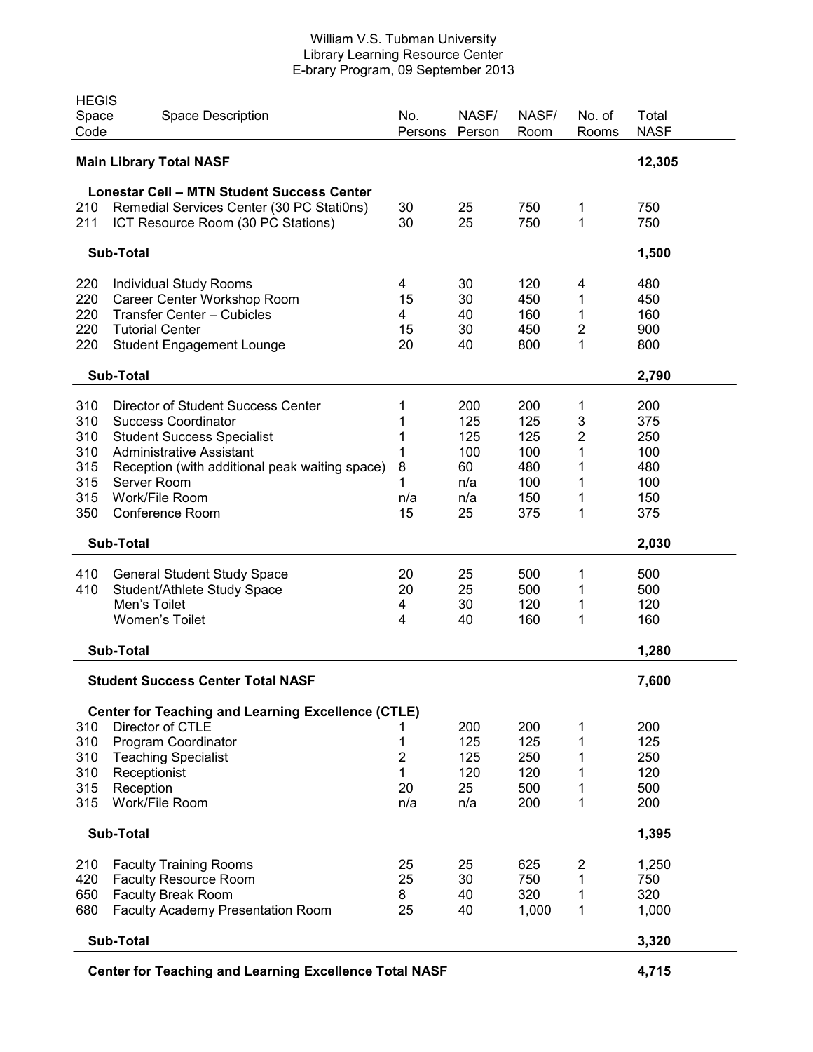William V.S. Tubman University
Library Learning Resource Center
E-brary Program, 09 September 2013

| HEGIS Space Code | Space Description | No. Persons | NASF/ Person | NASF/ Room | No. of Rooms | Total NASF |
|---|---|---|---|---|---|---|
| | **Main Library Total NASF** | | | | | **12,305** |
| | **Lonestar Cell – MTN Student Success Center** | | | | | |
| 210 | Remedial Services Center (30 PC Stati0ns) | 30 | 25 | 750 | 1 | 750 |
| 211 | ICT Resource Room (30 PC Stations) | 30 | 25 | 750 | 1 | 750 |
| | **Sub-Total** | | | | | **1,500** |
| 220 | Individual Study Rooms | 4 | 30 | 120 | 4 | 480 |
| 220 | Career Center Workshop Room | 15 | 30 | 450 | 1 | 450 |
| 220 | Transfer Center – Cubicles | 4 | 40 | 160 | 1 | 160 |
| 220 | Tutorial Center | 15 | 30 | 450 | 2 | 900 |
| 220 | Student Engagement Lounge | 20 | 40 | 800 | 1 | 800 |
| | **Sub-Total** | | | | | **2,790** |
| 310 | Director of Student Success Center | 1 | 200 | 200 | 1 | 200 |
| 310 | Success Coordinator | 1 | 125 | 125 | 3 | 375 |
| 310 | Student Success Specialist | 1 | 125 | 125 | 2 | 250 |
| 310 | Administrative Assistant | 1 | 100 | 100 | 1 | 100 |
| 315 | Reception (with additional peak waiting space) | 8 | 60 | 480 | 1 | 480 |
| 315 | Server Room | 1 | n/a | 100 | 1 | 100 |
| 315 | Work/File Room | n/a | n/a | 150 | 1 | 150 |
| 350 | Conference Room | 15 | 25 | 375 | 1 | 375 |
| | **Sub-Total** | | | | | **2,030** |
| 410 | General Student Study Space | 20 | 25 | 500 | 1 | 500 |
| 410 | Student/Athlete Study Space | 20 | 25 | 500 | 1 | 500 |
| | Men's Toilet | 4 | 30 | 120 | 1 | 120 |
| | Women's Toilet | 4 | 40 | 160 | 1 | 160 |
| | **Sub-Total** | | | | | **1,280** |
| | **Student Success Center Total NASF** | | | | | **7,600** |
| | **Center for Teaching and Learning Excellence (CTLE)** | | | | | |
| 310 | Director of CTLE | 1 | 200 | 200 | 1 | 200 |
| 310 | Program Coordinator | 1 | 125 | 125 | 1 | 125 |
| 310 | Teaching Specialist | 2 | 125 | 250 | 1 | 250 |
| 310 | Receptionist | 1 | 120 | 120 | 1 | 120 |
| 315 | Reception | 20 | 25 | 500 | 1 | 500 |
| 315 | Work/File Room | n/a | n/a | 200 | 1 | 200 |
| | **Sub-Total** | | | | | **1,395** |
| 210 | Faculty Training Rooms | 25 | 25 | 625 | 2 | 1,250 |
| 420 | Faculty Resource Room | 25 | 30 | 750 | 1 | 750 |
| 650 | Faculty Break Room | 8 | 40 | 320 | 1 | 320 |
| 680 | Faculty Academy Presentation Room | 25 | 40 | 1,000 | 1 | 1,000 |
| | **Sub-Total** | | | | | **3,320** |
| | **Center for Teaching and Learning Excellence Total NASF** | | | | | **4,715** |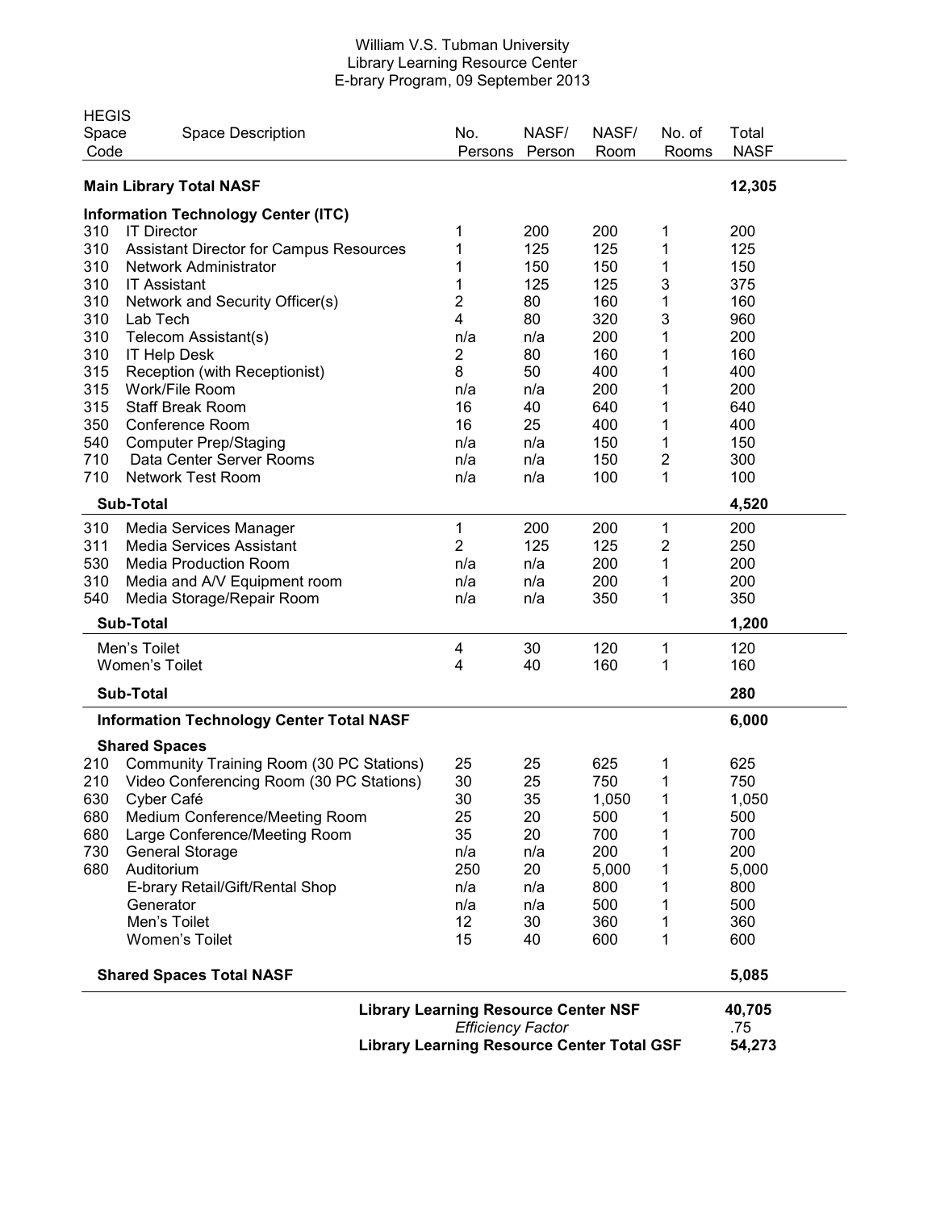William V.S. Tubman University
Library Learning Resource Center
E-brary Program, 09 September 2013

| HEGIS Space Code | Space Description | No. Persons | NASF/ Person | NASF/ Room | No. of Rooms | Total NASF |
|---|---|---|---|---|---|---|
| | **Main Library Total NASF** | | | | | **12,305** |
| | **Information Technology Center (ITC)** | | | | | |
| 310 | IT Director | 1 | 200 | 200 | 1 | 200 |
| 310 | Assistant Director for Campus Resources | 1 | 125 | 125 | 1 | 125 |
| 310 | Network Administrator | 1 | 150 | 150 | 1 | 150 |
| 310 | IT Assistant | 1 | 125 | 125 | 3 | 375 |
| 310 | Network and Security Officer(s) | 2 | 80 | 160 | 1 | 160 |
| 310 | Lab Tech | 4 | 80 | 320 | 3 | 960 |
| 310 | Telecom Assistant(s) | n/a | n/a | 200 | 1 | 200 |
| 310 | IT Help Desk | 2 | 80 | 160 | 1 | 160 |
| 315 | Reception (with Receptionist) | 8 | 50 | 400 | 1 | 400 |
| 315 | Work/File Room | n/a | n/a | 200 | 1 | 200 |
| 315 | Staff Break Room | 16 | 40 | 640 | 1 | 640 |
| 350 | Conference Room | 16 | 25 | 400 | 1 | 400 |
| 540 | Computer Prep/Staging | n/a | n/a | 150 | 1 | 150 |
| 710 | Data Center Server Rooms | n/a | n/a | 150 | 2 | 300 |
| 710 | Network Test Room | n/a | n/a | 100 | 1 | 100 |
| | **Sub-Total** | | | | | **4,520** |
| 310 | Media Services Manager | 1 | 200 | 200 | 1 | 200 |
| 311 | Media Services Assistant | 2 | 125 | 125 | 2 | 250 |
| 530 | Media Production Room | n/a | n/a | 200 | 1 | 200 |
| 310 | Media and A/V Equipment room | n/a | n/a | 200 | 1 | 200 |
| 540 | Media Storage/Repair Room | n/a | n/a | 350 | 1 | 350 |
| | **Sub-Total** | | | | | **1,200** |
| | Men's Toilet | 4 | 30 | 120 | 1 | 120 |
| | Women's Toilet | 4 | 40 | 160 | 1 | 160 |
| | **Sub-Total** | | | | | **280** |
| | **Information Technology Center Total NASF** | | | | | **6,000** |
| | **Shared Spaces** | | | | | |
| 210 | Community Training Room (30 PC Stations) | 25 | 25 | 625 | 1 | 625 |
| 210 | Video Conferencing Room (30 PC Stations) | 30 | 25 | 750 | 1 | 750 |
| 630 | Cyber Café | 30 | 35 | 1,050 | 1 | 1,050 |
| 680 | Medium Conference/Meeting Room | 25 | 20 | 500 | 1 | 500 |
| 680 | Large Conference/Meeting Room | 35 | 20 | 700 | 1 | 700 |
| 730 | General Storage | n/a | n/a | 200 | 1 | 200 |
| 680 | Auditorium | 250 | 20 | 5,000 | 1 | 5,000 |
| | E-brary Retail/Gift/Rental Shop | n/a | n/a | 800 | 1 | 800 |
| | Generator | n/a | n/a | 500 | 1 | 500 |
| | Men's Toilet | 12 | 30 | 360 | 1 | 360 |
| | Women's Toilet | 15 | 40 | 600 | 1 | 600 |
| | **Shared Spaces Total NASF** | | | | | **5,085** |
| | **Library Learning Resource Center NSF** | | | | | **40,705** |
| | *Efficiency Factor* | | | | | .75 |
| | **Library Learning Resource Center Total GSF** | | | | | **54,273** |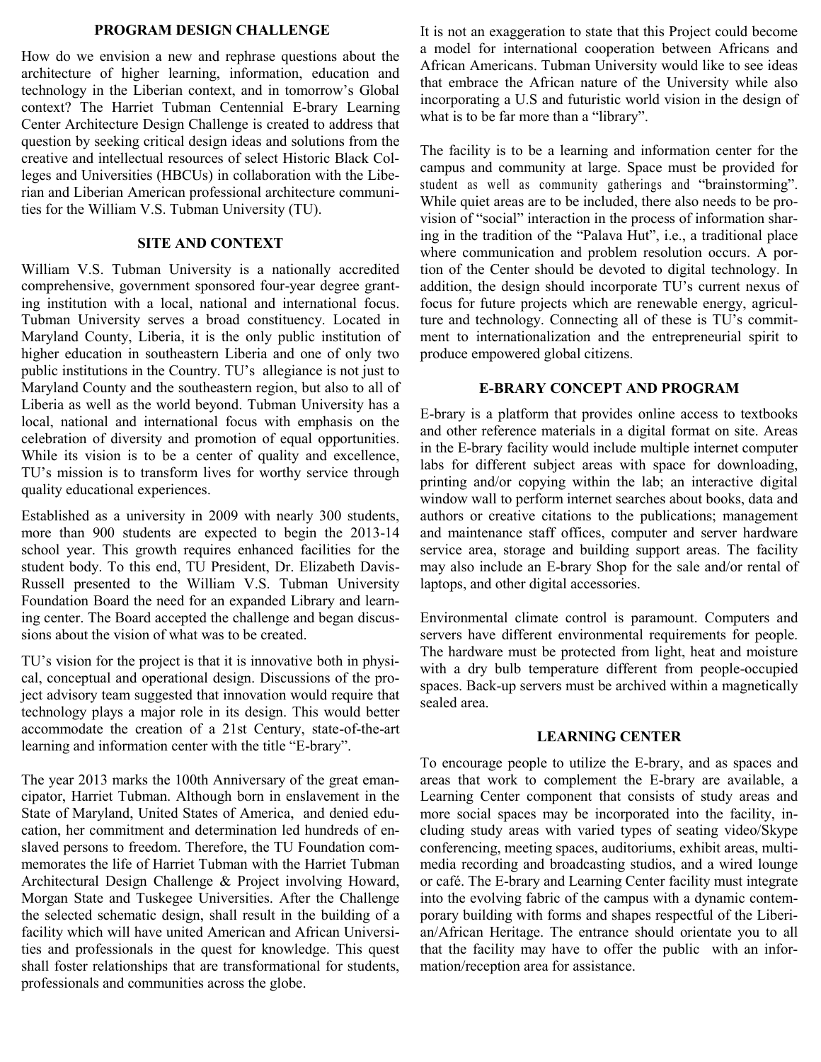## PROGRAM DESIGN CHALLENGE

How do we envision a new and rephrase questions about the architecture of higher learning, information, education and technology in the Liberian context, and in tomorrow's Global context? The Harriet Tubman Centennial E-brary Learning Center Architecture Design Challenge is created to address that question by seeking critical design ideas and solutions from the creative and intellectual resources of select Historic Black Colleges and Universities (HBCUs) in collaboration with the Liberian and Liberian American professional architecture communities for the William V.S. Tubman University (TU).

## SITE AND CONTEXT

William V.S. Tubman University is a nationally accredited comprehensive, government sponsored four-year degree granting institution with a local, national and international focus. Tubman University serves a broad constituency. Located in Maryland County, Liberia, it is the only public institution of higher education in southeastern Liberia and one of only two public institutions in the Country. TU's allegiance is not just to Maryland County and the southeastern region, but also to all of Liberia as well as the world beyond. Tubman University has a local, national and international focus with emphasis on the celebration of diversity and promotion of equal opportunities. While its vision is to be a center of quality and excellence, TU's mission is to transform lives for worthy service through quality educational experiences.

Established as a university in 2009 with nearly 300 students, more than 900 students are expected to begin the 2013-14 school year. This growth requires enhanced facilities for the student body. To this end, TU President, Dr. Elizabeth Davis-Russell presented to the William V.S. Tubman University Foundation Board the need for an expanded Library and learning center. The Board accepted the challenge and began discussions about the vision of what was to be created.

TU's vision for the project is that it is innovative both in physical, conceptual and operational design. Discussions of the project advisory team suggested that innovation would require that technology plays a major role in its design. This would better accommodate the creation of a 21st Century, state-of-the-art learning and information center with the title "E-brary".

The year 2013 marks the 100th Anniversary of the great emancipator, Harriet Tubman. Although born in enslavement in the State of Maryland, United States of America, and denied education, her commitment and determination led hundreds of enslaved persons to freedom. Therefore, the TU Foundation commemorates the life of Harriet Tubman with the Harriet Tubman Architectural Design Challenge & Project involving Howard, Morgan State and Tuskegee Universities. After the Challenge the selected schematic design, shall result in the building of a facility which will have united American and African Universities and professionals in the quest for knowledge. This quest shall foster relationships that are transformational for students, professionals and communities across the globe.

It is not an exaggeration to state that this Project could become a model for international cooperation between Africans and African Americans. Tubman University would like to see ideas that embrace the African nature of the University while also incorporating a U.S and futuristic world vision in the design of what is to be far more than a "library".

The facility is to be a learning and information center for the campus and community at large. Space must be provided for student as well as community gatherings and "brainstorming". While quiet areas are to be included, there also needs to be provision of "social" interaction in the process of information sharing in the tradition of the "Palava Hut", i.e., a traditional place where communication and problem resolution occurs. A portion of the Center should be devoted to digital technology. In addition, the design should incorporate TU's current nexus of focus for future projects which are renewable energy, agriculture and technology. Connecting all of these is TU's commitment to internationalization and the entrepreneurial spirit to produce empowered global citizens.

## E-BRARY CONCEPT AND PROGRAM

E-brary is a platform that provides online access to textbooks and other reference materials in a digital format on site. Areas in the E-brary facility would include multiple internet computer labs for different subject areas with space for downloading, printing and/or copying within the lab; an interactive digital window wall to perform internet searches about books, data and authors or creative citations to the publications; management and maintenance staff offices, computer and server hardware service area, storage and building support areas. The facility may also include an E-brary Shop for the sale and/or rental of laptops, and other digital accessories.

Environmental climate control is paramount. Computers and servers have different environmental requirements for people. The hardware must be protected from light, heat and moisture with a dry bulb temperature different from people-occupied spaces. Back-up servers must be archived within a magnetically sealed area.

## LEARNING CENTER

To encourage people to utilize the E-brary, and as spaces and areas that work to complement the E-brary are available, a Learning Center component that consists of study areas and more social spaces may be incorporated into the facility, including study areas with varied types of seating video/Skype conferencing, meeting spaces, auditoriums, exhibit areas, multimedia recording and broadcasting studios, and a wired lounge or café. The E-brary and Learning Center facility must integrate into the evolving fabric of the campus with a dynamic contemporary building with forms and shapes respectful of the Liberian/African Heritage. The entrance should orientate you to all that the facility may have to offer the public with an information/reception area for assistance.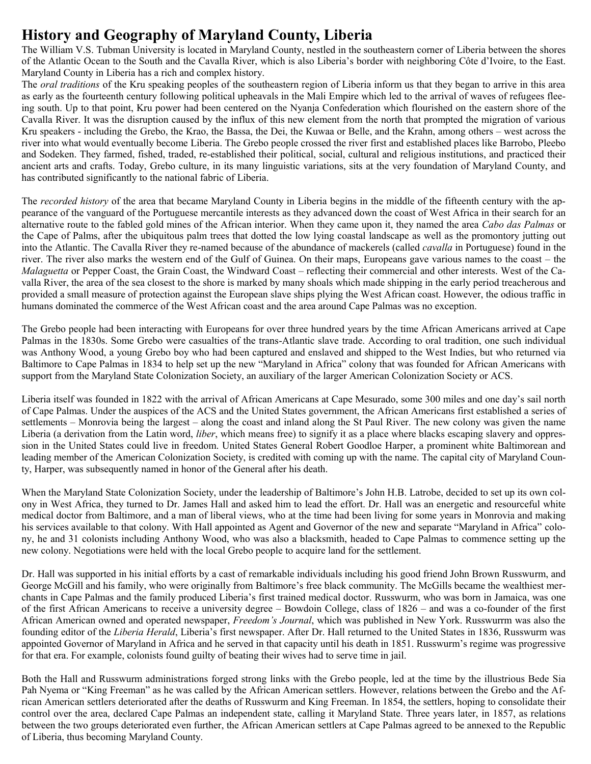# History and Geography of Maryland County, Liberia

The William V.S. Tubman University is located in Maryland County, nestled in the southeastern corner of Liberia between the shores of the Atlantic Ocean to the South and the Cavalla River, which is also Liberia's border with neighboring Côte d'Ivoire, to the East. Maryland County in Liberia has a rich and complex history.

The *oral traditions* of the Kru speaking peoples of the southeastern region of Liberia inform us that they began to arrive in this area as early as the fourteenth century following political upheavals in the Mali Empire which led to the arrival of waves of refugees fleeing south. Up to that point, Kru power had been centered on the Nyanja Confederation which flourished on the eastern shore of the Cavalla River. It was the disruption caused by the influx of this new element from the north that prompted the migration of various Kru speakers - including the Grebo, the Krao, the Bassa, the Dei, the Kuwaa or Belle, and the Krahn, among others – west across the river into what would eventually become Liberia. The Grebo people crossed the river first and established places like Barrobo, Pleebo and Sodeken. They farmed, fished, traded, re-established their political, social, cultural and religious institutions, and practiced their ancient arts and crafts. Today, Grebo culture, in its many linguistic variations, sits at the very foundation of Maryland County, and has contributed significantly to the national fabric of Liberia.

The *recorded history* of the area that became Maryland County in Liberia begins in the middle of the fifteenth century with the appearance of the vanguard of the Portuguese mercantile interests as they advanced down the coast of West Africa in their search for an alternative route to the fabled gold mines of the African interior. When they came upon it, they named the area *Cabo das Palmas* or the Cape of Palms, after the ubiquitous palm trees that dotted the low lying coastal landscape as well as the promontory jutting out into the Atlantic. The Cavalla River they re-named because of the abundance of mackerels (called *cavalla* in Portuguese) found in the river. The river also marks the western end of the Gulf of Guinea. On their maps, Europeans gave various names to the coast – the *Malaguetta* or Pepper Coast, the Grain Coast, the Windward Coast – reflecting their commercial and other interests. West of the Cavalla River, the area of the sea closest to the shore is marked by many shoals which made shipping in the early period treacherous and provided a small measure of protection against the European slave ships plying the West African coast. However, the odious traffic in humans dominated the commerce of the West African coast and the area around Cape Palmas was no exception.

The Grebo people had been interacting with Europeans for over three hundred years by the time African Americans arrived at Cape Palmas in the 1830s. Some Grebo were casualties of the trans-Atlantic slave trade. According to oral tradition, one such individual was Anthony Wood, a young Grebo boy who had been captured and enslaved and shipped to the West Indies, but who returned via Baltimore to Cape Palmas in 1834 to help set up the new "Maryland in Africa" colony that was founded for African Americans with support from the Maryland State Colonization Society, an auxiliary of the larger American Colonization Society or ACS.

Liberia itself was founded in 1822 with the arrival of African Americans at Cape Mesurado, some 300 miles and one day's sail north of Cape Palmas. Under the auspices of the ACS and the United States government, the African Americans first established a series of settlements – Monrovia being the largest – along the coast and inland along the St Paul River. The new colony was given the name Liberia (a derivation from the Latin word, *liber*, which means free) to signify it as a place where blacks escaping slavery and oppression in the United States could live in freedom. United States General Robert Goodloe Harper, a prominent white Baltimorean and leading member of the American Colonization Society, is credited with coming up with the name. The capital city of Maryland County, Harper, was subsequently named in honor of the General after his death.

When the Maryland State Colonization Society, under the leadership of Baltimore's John H.B. Latrobe, decided to set up its own colony in West Africa, they turned to Dr. James Hall and asked him to lead the effort. Dr. Hall was an energetic and resourceful white medical doctor from Baltimore, and a man of liberal views, who at the time had been living for some years in Monrovia and making his services available to that colony. With Hall appointed as Agent and Governor of the new and separate "Maryland in Africa" colony, he and 31 colonists including Anthony Wood, who was also a blacksmith, headed to Cape Palmas to commence setting up the new colony. Negotiations were held with the local Grebo people to acquire land for the settlement.

Dr. Hall was supported in his initial efforts by a cast of remarkable individuals including his good friend John Brown Russwurm, and George McGill and his family, who were originally from Baltimore's free black community. The McGills became the wealthiest merchants in Cape Palmas and the family produced Liberia's first trained medical doctor. Russwurm, who was born in Jamaica, was one of the first African Americans to receive a university degree – Bowdoin College, class of 1826 – and was a co-founder of the first African American owned and operated newspaper, *Freedom's Journal*, which was published in New York. Russwurrm was also the founding editor of the *Liberia Herald*, Liberia's first newspaper. After Dr. Hall returned to the United States in 1836, Russwurm was appointed Governor of Maryland in Africa and he served in that capacity until his death in 1851. Russwurm's regime was progressive for that era. For example, colonists found guilty of beating their wives had to serve time in jail.

Both the Hall and Russwurm administrations forged strong links with the Grebo people, led at the time by the illustrious Bede Sia Pah Nyema or "King Freeman" as he was called by the African American settlers. However, relations between the Grebo and the African American settlers deteriorated after the deaths of Russwurm and King Freeman. In 1854, the settlers, hoping to consolidate their control over the area, declared Cape Palmas an independent state, calling it Maryland State. Three years later, in 1857, as relations between the two groups deteriorated even further, the African American settlers at Cape Palmas agreed to be annexed to the Republic of Liberia, thus becoming Maryland County.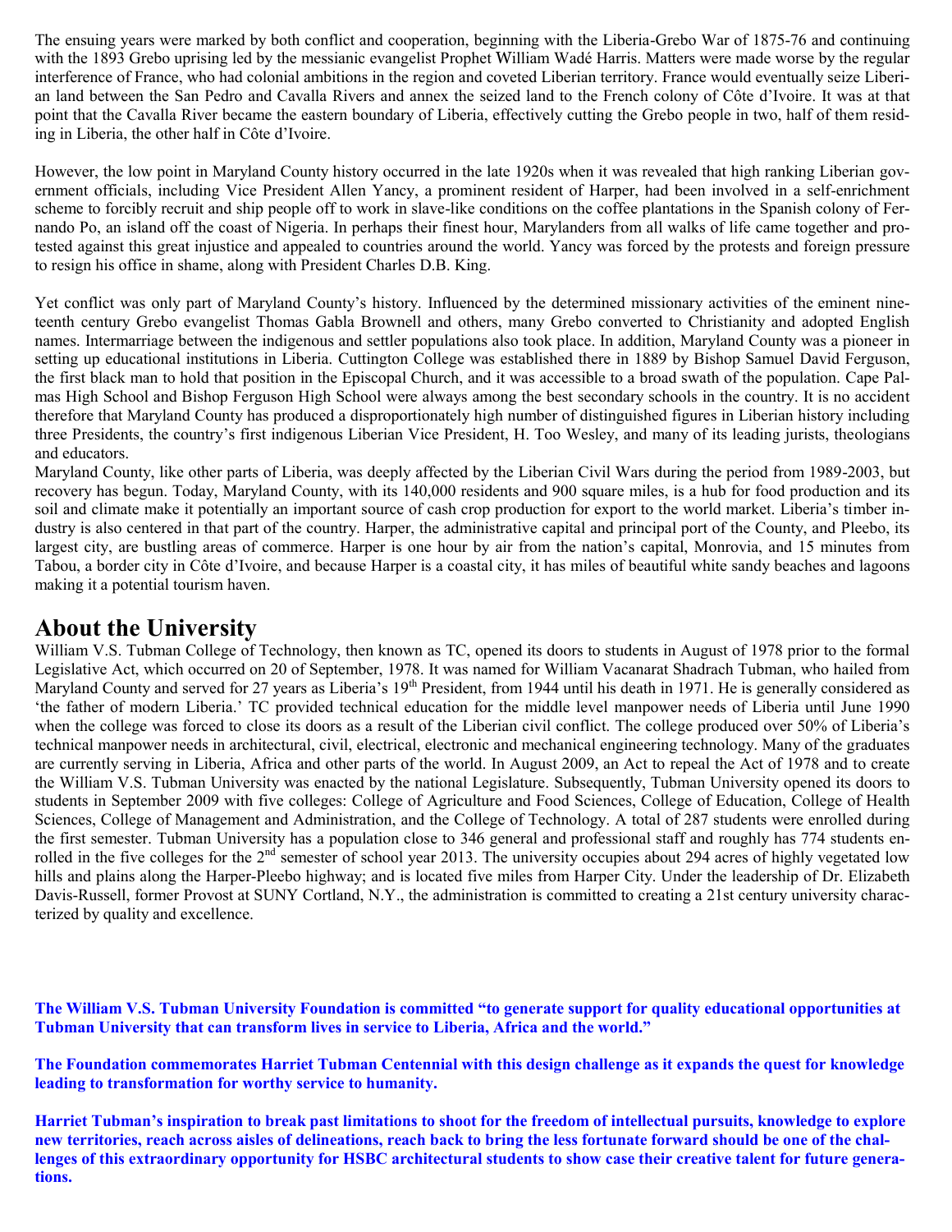The ensuing years were marked by both conflict and cooperation, beginning with the Liberia-Grebo War of 1875-76 and continuing with the 1893 Grebo uprising led by the messianic evangelist Prophet William Wadé Harris. Matters were made worse by the regular interference of France, who had colonial ambitions in the region and coveted Liberian territory. France would eventually seize Liberian land between the San Pedro and Cavalla Rivers and annex the seized land to the French colony of Côte d'Ivoire. It was at that point that the Cavalla River became the eastern boundary of Liberia, effectively cutting the Grebo people in two, half of them residing in Liberia, the other half in Côte d'Ivoire.

However, the low point in Maryland County history occurred in the late 1920s when it was revealed that high ranking Liberian government officials, including Vice President Allen Yancy, a prominent resident of Harper, had been involved in a self-enrichment scheme to forcibly recruit and ship people off to work in slave-like conditions on the coffee plantations in the Spanish colony of Fernando Po, an island off the coast of Nigeria. In perhaps their finest hour, Marylanders from all walks of life came together and protested against this great injustice and appealed to countries around the world. Yancy was forced by the protests and foreign pressure to resign his office in shame, along with President Charles D.B. King.

Yet conflict was only part of Maryland County's history. Influenced by the determined missionary activities of the eminent nineteenth century Grebo evangelist Thomas Gabla Brownell and others, many Grebo converted to Christianity and adopted English names. Intermarriage between the indigenous and settler populations also took place. In addition, Maryland County was a pioneer in setting up educational institutions in Liberia. Cuttington College was established there in 1889 by Bishop Samuel David Ferguson, the first black man to hold that position in the Episcopal Church, and it was accessible to a broad swath of the population. Cape Palmas High School and Bishop Ferguson High School were always among the best secondary schools in the country. It is no accident therefore that Maryland County has produced a disproportionately high number of distinguished figures in Liberian history including three Presidents, the country's first indigenous Liberian Vice President, H. Too Wesley, and many of its leading jurists, theologians and educators.

Maryland County, like other parts of Liberia, was deeply affected by the Liberian Civil Wars during the period from 1989-2003, but recovery has begun. Today, Maryland County, with its 140,000 residents and 900 square miles, is a hub for food production and its soil and climate make it potentially an important source of cash crop production for export to the world market. Liberia's timber industry is also centered in that part of the country. Harper, the administrative capital and principal port of the County, and Pleebo, its largest city, are bustling areas of commerce. Harper is one hour by air from the nation's capital, Monrovia, and 15 minutes from Tabou, a border city in Côte d'Ivoire, and because Harper is a coastal city, it has miles of beautiful white sandy beaches and lagoons making it a potential tourism haven.

## About the University

William V.S. Tubman College of Technology, then known as TC, opened its doors to students in August of 1978 prior to the formal Legislative Act, which occurred on 20 of September, 1978. It was named for William Vacanarat Shadrach Tubman, who hailed from Maryland County and served for 27 years as Liberia's 19th President, from 1944 until his death in 1971. He is generally considered as 'the father of modern Liberia.' TC provided technical education for the middle level manpower needs of Liberia until June 1990 when the college was forced to close its doors as a result of the Liberian civil conflict. The college produced over 50% of Liberia's technical manpower needs in architectural, civil, electrical, electronic and mechanical engineering technology. Many of the graduates are currently serving in Liberia, Africa and other parts of the world. In August 2009, an Act to repeal the Act of 1978 and to create the William V.S. Tubman University was enacted by the national Legislature. Subsequently, Tubman University opened its doors to students in September 2009 with five colleges: College of Agriculture and Food Sciences, College of Education, College of Health Sciences, College of Management and Administration, and the College of Technology. A total of 287 students were enrolled during the first semester. Tubman University has a population close to 346 general and professional staff and roughly has 774 students enrolled in the five colleges for the 2nd semester of school year 2013. The university occupies about 294 acres of highly vegetated low hills and plains along the Harper-Pleebo highway; and is located five miles from Harper City. Under the leadership of Dr. Elizabeth Davis-Russell, former Provost at SUNY Cortland, N.Y., the administration is committed to creating a 21st century university characterized by quality and excellence.

**The William V.S. Tubman University Foundation is committed "to generate support for quality educational opportunities at Tubman University that can transform lives in service to Liberia, Africa and the world."**

**The Foundation commemorates Harriet Tubman Centennial with this design challenge as it expands the quest for knowledge leading to transformation for worthy service to humanity.**

**Harriet Tubman's inspiration to break past limitations to shoot for the freedom of intellectual pursuits, knowledge to explore new territories, reach across aisles of delineations, reach back to bring the less fortunate forward should be one of the challenges of this extraordinary opportunity for HSBC architectural students to show case their creative talent for future generations.**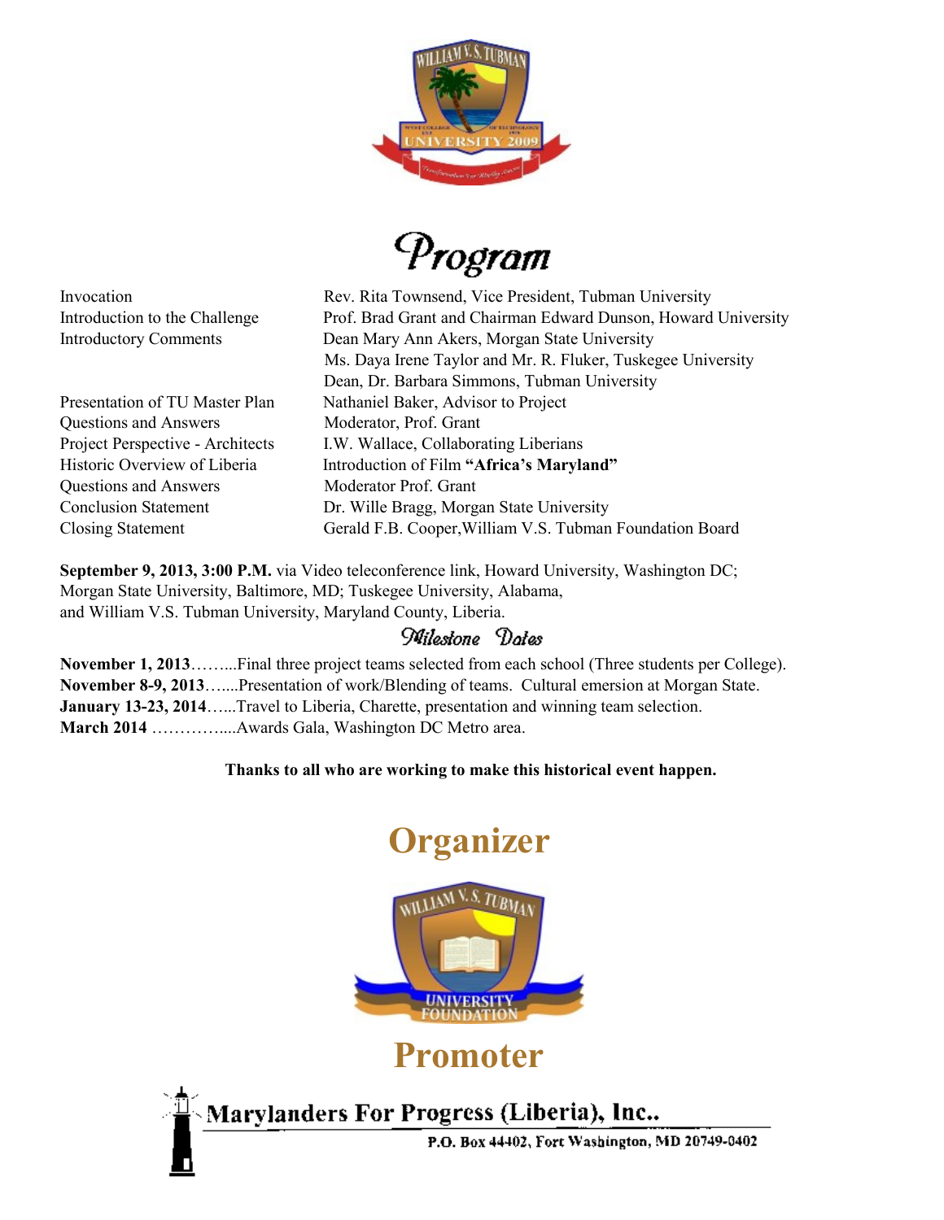# Program

| | |
|---|---|
| Invocation | Rev. Rita Townsend, Vice President, Tubman University |
| Introduction to the Challenge | Prof. Brad Grant and Chairman Edward Dunson, Howard University |
| Introductory Comments | Dean Mary Ann Akers, Morgan State University |
| | Ms. Daya Irene Taylor and Mr. R. Fluker, Tuskegee University |
| | Dean, Dr. Barbara Simmons, Tubman University |
| Presentation of TU Master Plan | Nathaniel Baker, Advisor to Project |
| Questions and Answers | Moderator, Prof. Grant |
| Project Perspective - Architects | I.W. Wallace, Collaborating Liberians |
| Historic Overview of Liberia | Introduction of Film **"Africa's Maryland"** |
| Questions and Answers | Moderator Prof. Grant |
| Conclusion Statement | Dr. Wille Bragg, Morgan State University |
| Closing Statement | Gerald F.B. Cooper,William V.S. Tubman Foundation Board |

**September 9, 2013, 3:00 P.M.** via Video teleconference link, Howard University, Washington DC; Morgan State University, Baltimore, MD; Tuskegee University, Alabama, and William V.S. Tubman University, Maryland County, Liberia.

## Milestone Dates

**November 1, 2013**……...Final three project teams selected from each school (Three students per College).
**November 8-9, 2013**…....Presentation of work/Blending of teams. Cultural emersion at Morgan State.
**January 13-23, 2014**…...Travel to Liberia, Charette, presentation and winning team selection.
**March 2014** …………....Awards Gala, Washington DC Metro area.

**Thanks to all who are working to make this historical event happen.**

## Organizer

## Promoter

Marylanders For Progress (Liberia), Inc..
P.O. Box 44402, Fort Washington, MD 20749-0402